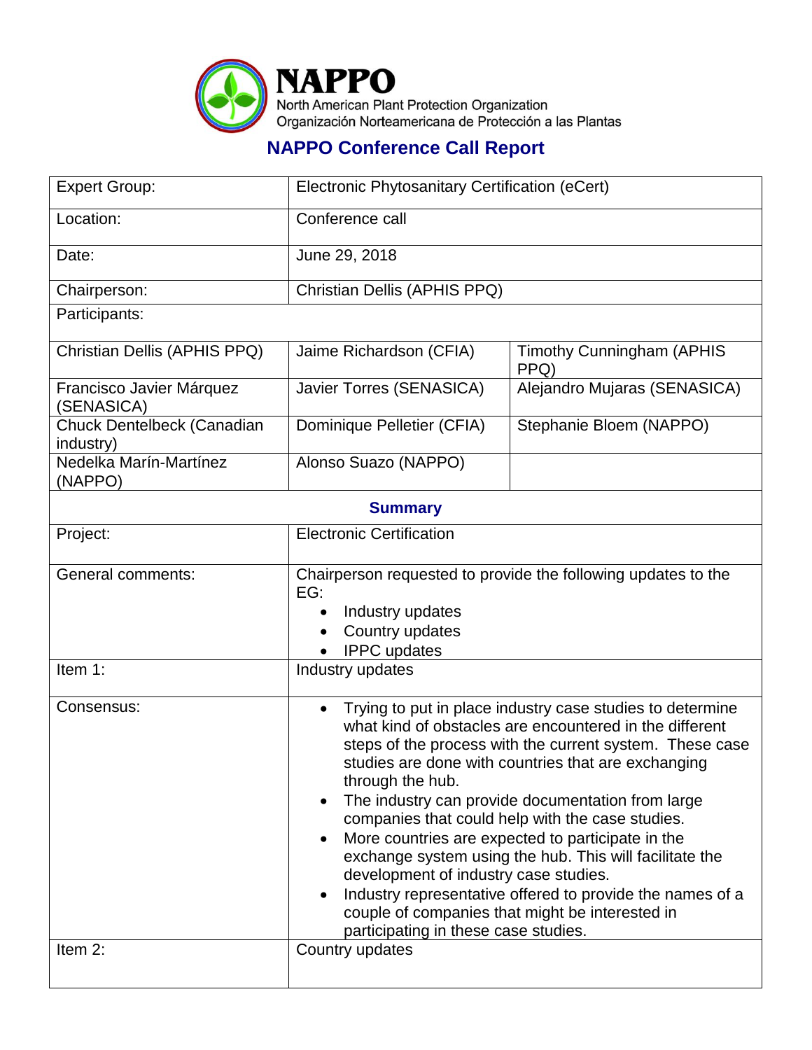# NAPPO

North American Plant Protection Organization
Organización Norteamericana de Protección a las Plantas

## NAPPO Conference Call Report

| Expert Group: | Electronic Phytosanitary Certification (eCert) | |
|---|---|---|
| Location: | Conference call | |
| Date: | June 29, 2018 | |
| Chairperson: | Christian Dellis (APHIS PPQ) | |
| Participants: | | |
| Christian Dellis (APHIS PPQ) | Jaime Richardson (CFIA) | Timothy Cunningham (APHIS PPQ) |
| Francisco Javier Márquez (SENASICA) | Javier Torres (SENASICA) | Alejandro Mujaras (SENASICA) |
| Chuck Dentelbeck (Canadian industry) | Dominique Pelletier (CFIA) | Stephanie Bloem (NAPPO) |
| Nedelka Marín-Martínez (NAPPO) | Alonso Suazo (NAPPO) | |

### Summary

| | |
|---|---|
| Project: | Electronic Certification |
| General comments: | Chairperson requested to provide the following updates to the EG:<br>• Industry updates<br>• Country updates<br>• IPPC updates |
| Item 1: | Industry updates |
| Consensus: | • Trying to put in place industry case studies to determine what kind of obstacles are encountered in the different steps of the process with the current system. These case studies are done with countries that are exchanging through the hub.<br>• The industry can provide documentation from large companies that could help with the case studies.<br>• More countries are expected to participate in the exchange system using the hub. This will facilitate the development of industry case studies.<br>• Industry representative offered to provide the names of a couple of companies that might be interested in participating in these case studies. |
| Item 2: | Country updates |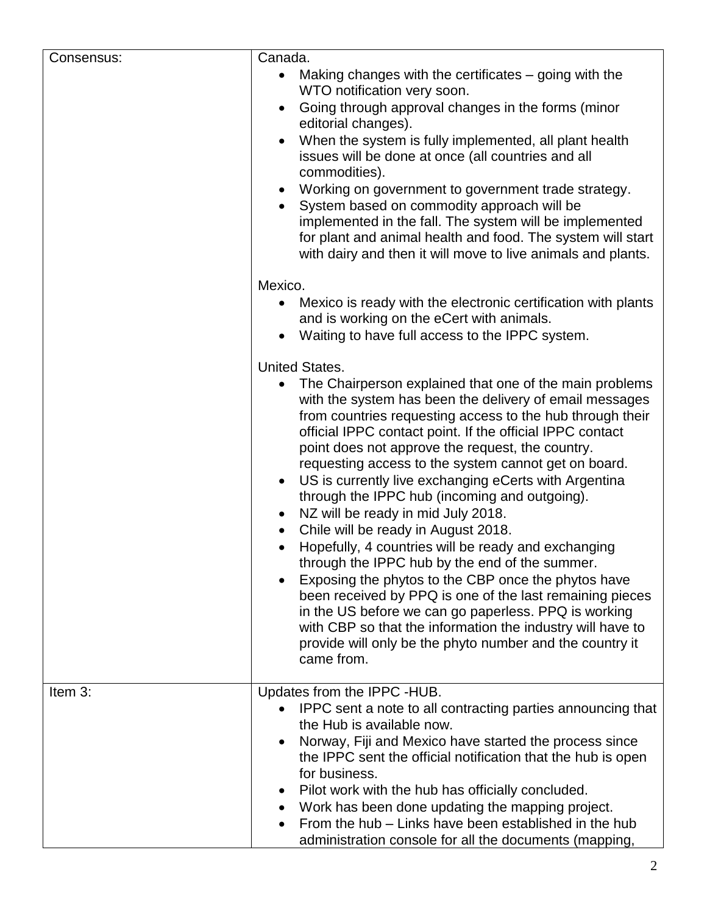| | |
|---|---|
| Consensus: | Canada.<br>• Making changes with the certificates – going with the WTO notification very soon.<br>• Going through approval changes in the forms (minor editorial changes).<br>• When the system is fully implemented, all plant health issues will be done at once (all countries and all commodities).<br>• Working on government to government trade strategy.<br>• System based on commodity approach will be implemented in the fall. The system will be implemented for plant and animal health and food. The system will start with dairy and then it will move to live animals and plants.<br><br>Mexico.<br>• Mexico is ready with the electronic certification with plants and is working on the eCert with animals.<br>• Waiting to have full access to the IPPC system.<br><br>United States.<br>• The Chairperson explained that one of the main problems with the system has been the delivery of email messages from countries requesting access to the hub through their official IPPC contact point. If the official IPPC contact point does not approve the request, the country. requesting access to the system cannot get on board.<br>• US is currently live exchanging eCerts with Argentina through the IPPC hub (incoming and outgoing).<br>• NZ will be ready in mid July 2018.<br>• Chile will be ready in August 2018.<br>• Hopefully, 4 countries will be ready and exchanging through the IPPC hub by the end of the summer.<br>• Exposing the phytos to the CBP once the phytos have been received by PPQ is one of the last remaining pieces in the US before we can go paperless. PPQ is working with CBP so that the information the industry will have to provide will only be the phyto number and the country it came from. |
| Item 3: | Updates from the IPPC -HUB.<br>• IPPC sent a note to all contracting parties announcing that the Hub is available now.<br>• Norway, Fiji and Mexico have started the process since the IPPC sent the official notification that the hub is open for business.<br>• Pilot work with the hub has officially concluded.<br>• Work has been done updating the mapping project.<br>• From the hub – Links have been established in the hub administration console for all the documents (mapping, |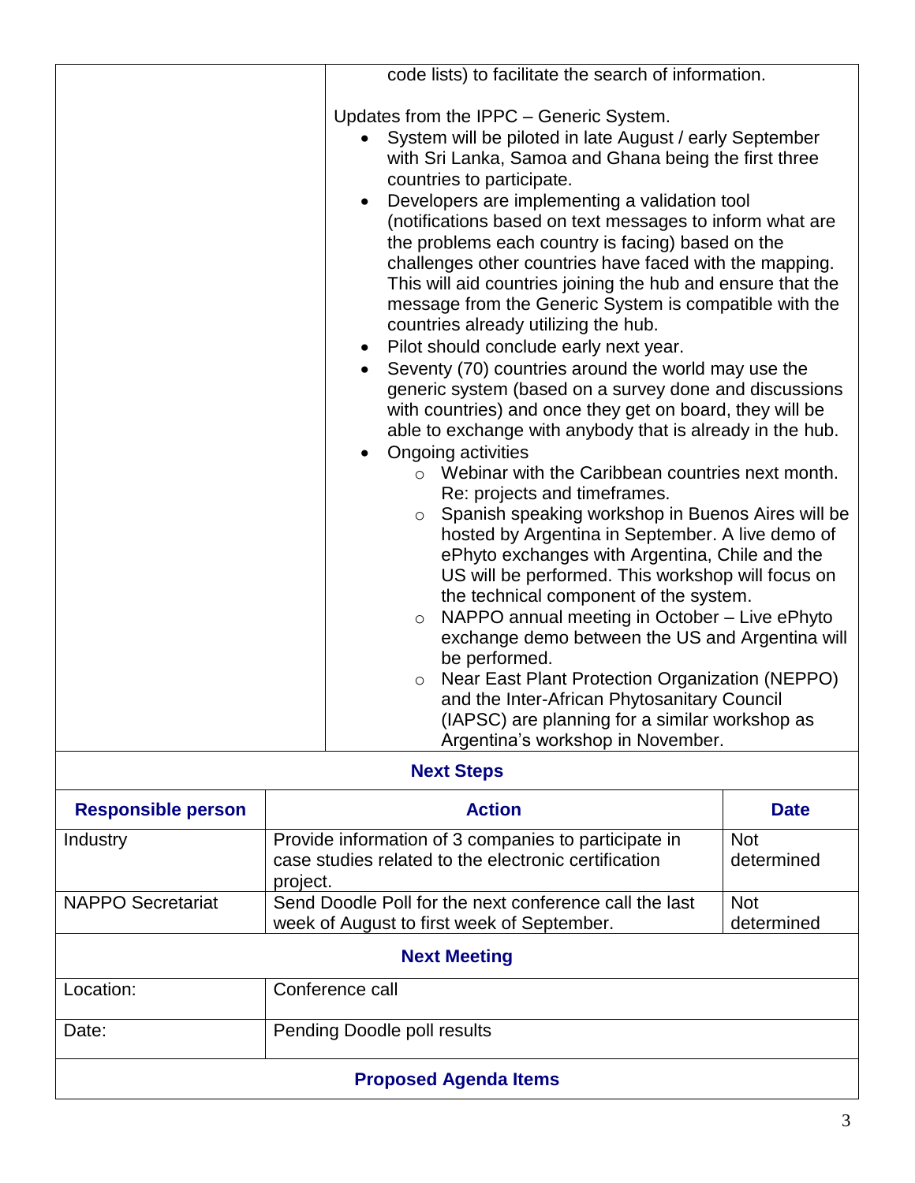| | |
|---|---|
| | code lists) to facilitate the search of information.<br><br>Updates from the IPPC – Generic System.<br>• System will be piloted in late August / early September with Sri Lanka, Samoa and Ghana being the first three countries to participate.<br>• Developers are implementing a validation tool (notifications based on text messages to inform what are the problems each country is facing) based on the challenges other countries have faced with the mapping. This will aid countries joining the hub and ensure that the message from the Generic System is compatible with the countries already utilizing the hub.<br>• Pilot should conclude early next year.<br>• Seventy (70) countries around the world may use the generic system (based on a survey done and discussions with countries) and once they get on board, they will be able to exchange with anybody that is already in the hub.<br>• Ongoing activities<br>  ○ Webinar with the Caribbean countries next month. Re: projects and timeframes.<br>  ○ Spanish speaking workshop in Buenos Aires will be hosted by Argentina in September. A live demo of ePhyto exchanges with Argentina, Chile and the US will be performed. This workshop will focus on the technical component of the system.<br>  ○ NAPPO annual meeting in October – Live ePhyto exchange demo between the US and Argentina will be performed.<br>  ○ Near East Plant Protection Organization (NEPPO) and the Inter-African Phytosanitary Council (IAPSC) are planning for a similar workshop as Argentina's workshop in November. |

**Next Steps**

| Responsible person | Action | Date |
|---|---|---|
| Industry | Provide information of 3 companies to participate in case studies related to the electronic certification project. | Not determined |
| NAPPO Secretariat | Send Doodle Poll for the next conference call the last week of August to first week of September. | Not determined |

**Next Meeting**

| | |
|---|---|
| Location: | Conference call |
| Date: | Pending Doodle poll results |

**Proposed Agenda Items**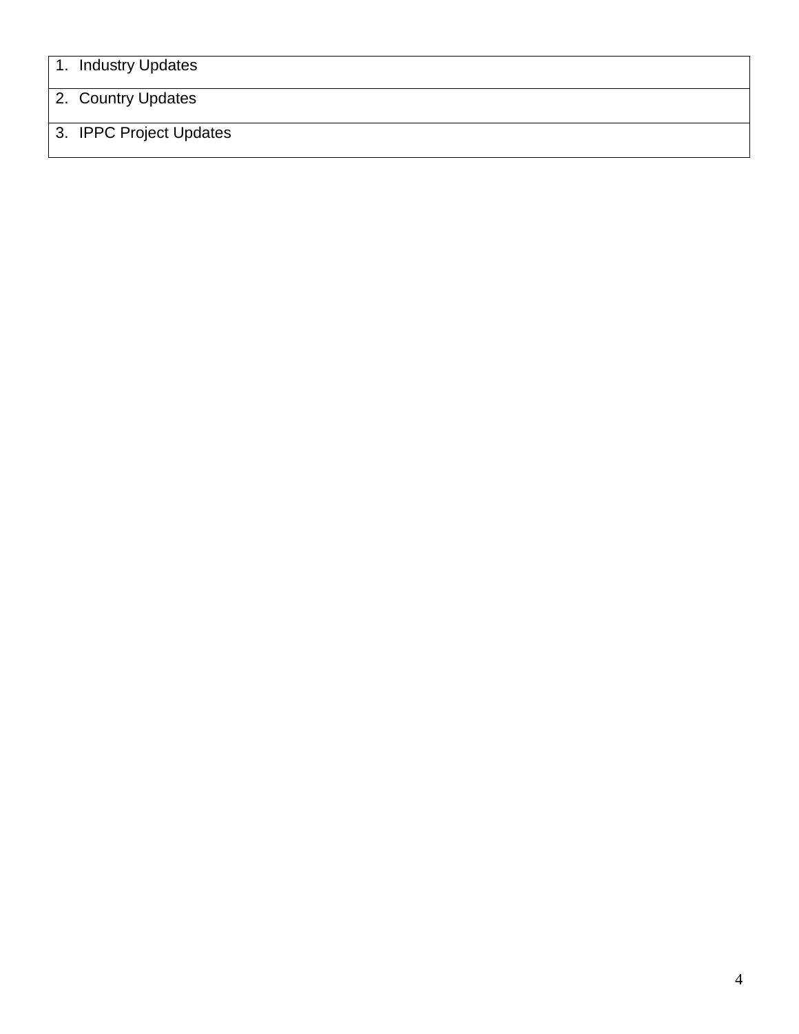| |
|---|
| 1. Industry Updates |
| 2. Country Updates |
| 3. IPPC Project Updates |